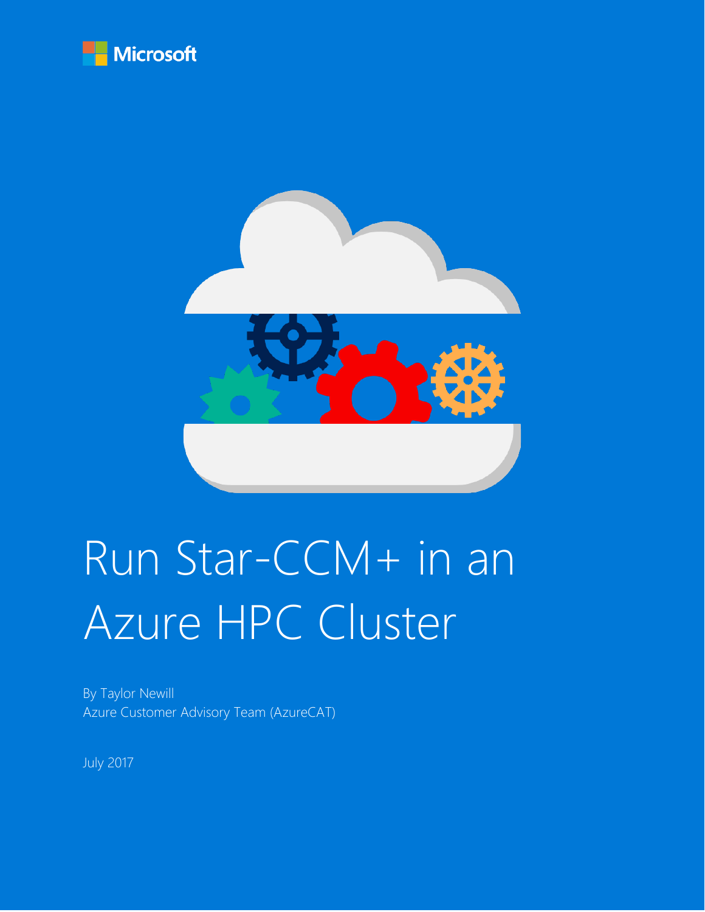Microsoft

# Run Star-CCM+ in an Azure HPC Cluster

By Taylor Newill
Azure Customer Advisory Team (AzureCAT)

July 2017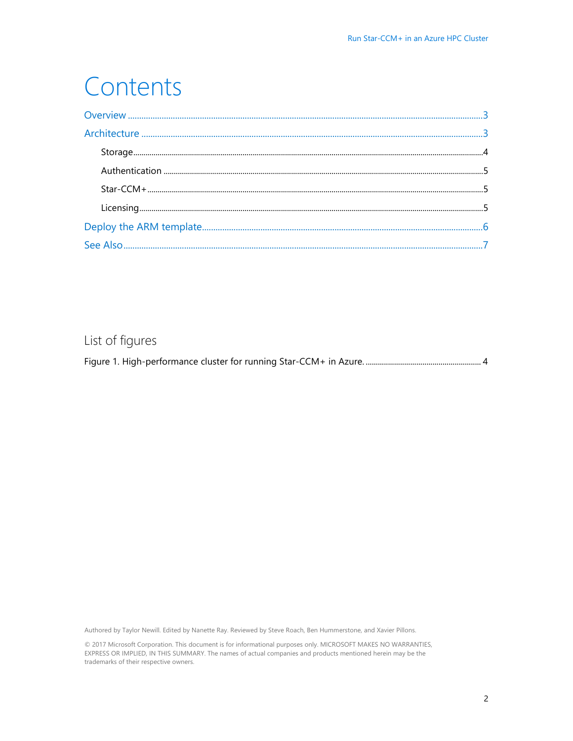# Contents

Overview .......... 3

Architecture .......... 3

- Storage .......... 4
- Authentication .......... 5
- Star-CCM+ .......... 5
- Licensing .......... 5

Deploy the ARM template .......... 6

See Also .......... 7

## List of figures

Figure 1. High-performance cluster for running Star-CCM+ in Azure. .......... 4

Authored by Taylor Newill. Edited by Nanette Ray. Reviewed by Steve Roach, Ben Hummerstone, and Xavier Pillons.

© 2017 Microsoft Corporation. This document is for informational purposes only. MICROSOFT MAKES NO WARRANTIES, EXPRESS OR IMPLIED, IN THIS SUMMARY. The names of actual companies and products mentioned herein may be the trademarks of their respective owners.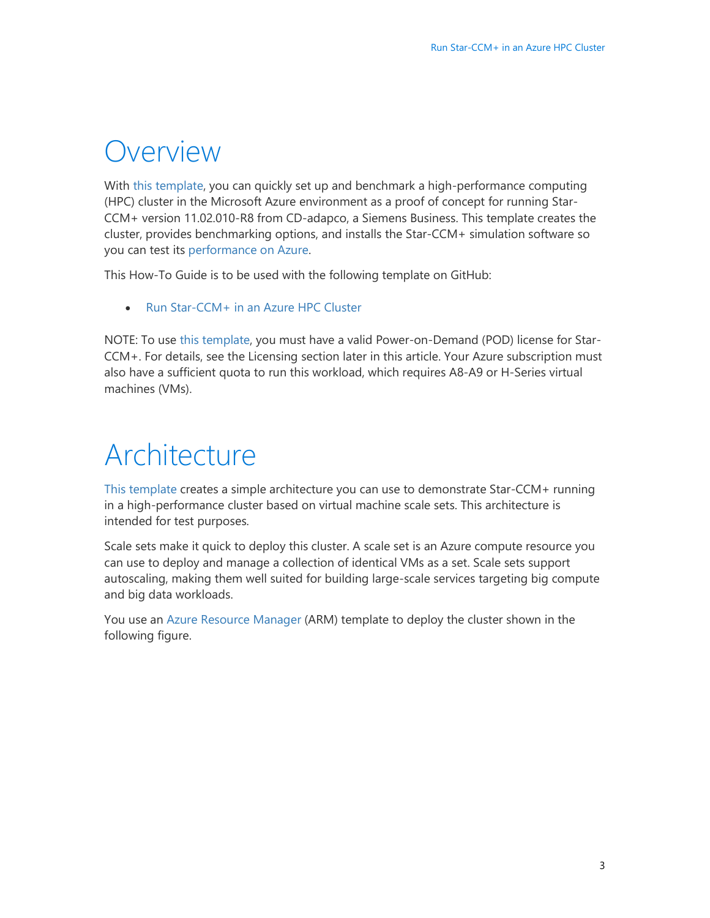# Overview

With this template, you can quickly set up and benchmark a high-performance computing (HPC) cluster in the Microsoft Azure environment as a proof of concept for running Star-CCM+ version 11.02.010-R8 from CD-adapco, a Siemens Business. This template creates the cluster, provides benchmarking options, and installs the Star-CCM+ simulation software so you can test its performance on Azure.

This How-To Guide is to be used with the following template on GitHub:

- Run Star-CCM+ in an Azure HPC Cluster

NOTE: To use this template, you must have a valid Power-on-Demand (POD) license for Star-CCM+. For details, see the Licensing section later in this article. Your Azure subscription must also have a sufficient quota to run this workload, which requires A8-A9 or H-Series virtual machines (VMs).

# Architecture

This template creates a simple architecture you can use to demonstrate Star-CCM+ running in a high-performance cluster based on virtual machine scale sets. This architecture is intended for test purposes.

Scale sets make it quick to deploy this cluster. A scale set is an Azure compute resource you can use to deploy and manage a collection of identical VMs as a set. Scale sets support autoscaling, making them well suited for building large-scale services targeting big compute and big data workloads.

You use an Azure Resource Manager (ARM) template to deploy the cluster shown in the following figure.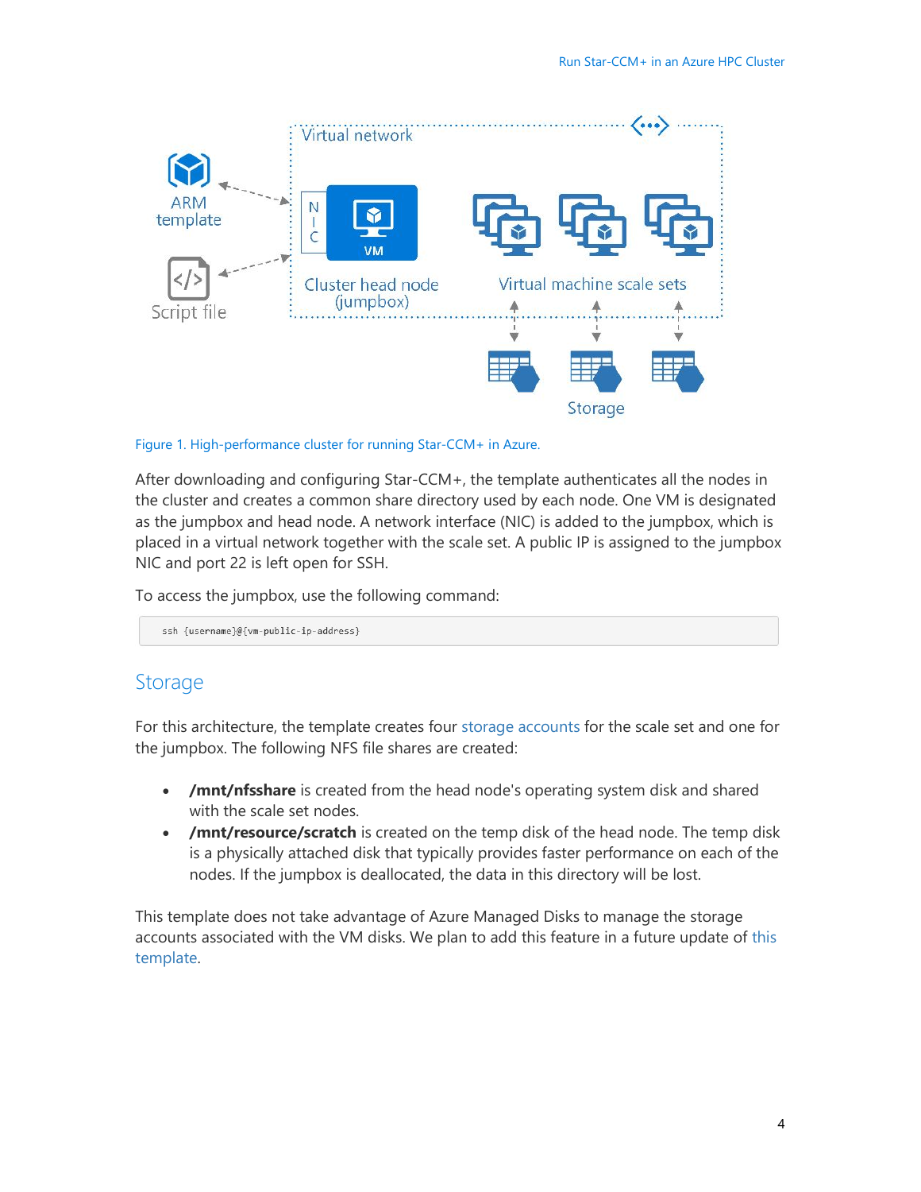Figure 1. High-performance cluster for running Star-CCM+ in Azure.

After downloading and configuring Star-CCM+, the template authenticates all the nodes in the cluster and creates a common share directory used by each node. One VM is designated as the jumpbox and head node. A network interface (NIC) is added to the jumpbox, which is placed in a virtual network together with the scale set. A public IP is assigned to the jumpbox NIC and port 22 is left open for SSH.

To access the jumpbox, use the following command:

```
ssh {username}@{vm-public-ip-address}
```

## Storage

For this architecture, the template creates four storage accounts for the scale set and one for the jumpbox. The following NFS file shares are created:

- **/mnt/nfsshare** is created from the head node's operating system disk and shared with the scale set nodes.
- **/mnt/resource/scratch** is created on the temp disk of the head node. The temp disk is a physically attached disk that typically provides faster performance on each of the nodes. If the jumpbox is deallocated, the data in this directory will be lost.

This template does not take advantage of Azure Managed Disks to manage the storage accounts associated with the VM disks. We plan to add this feature in a future update of this template.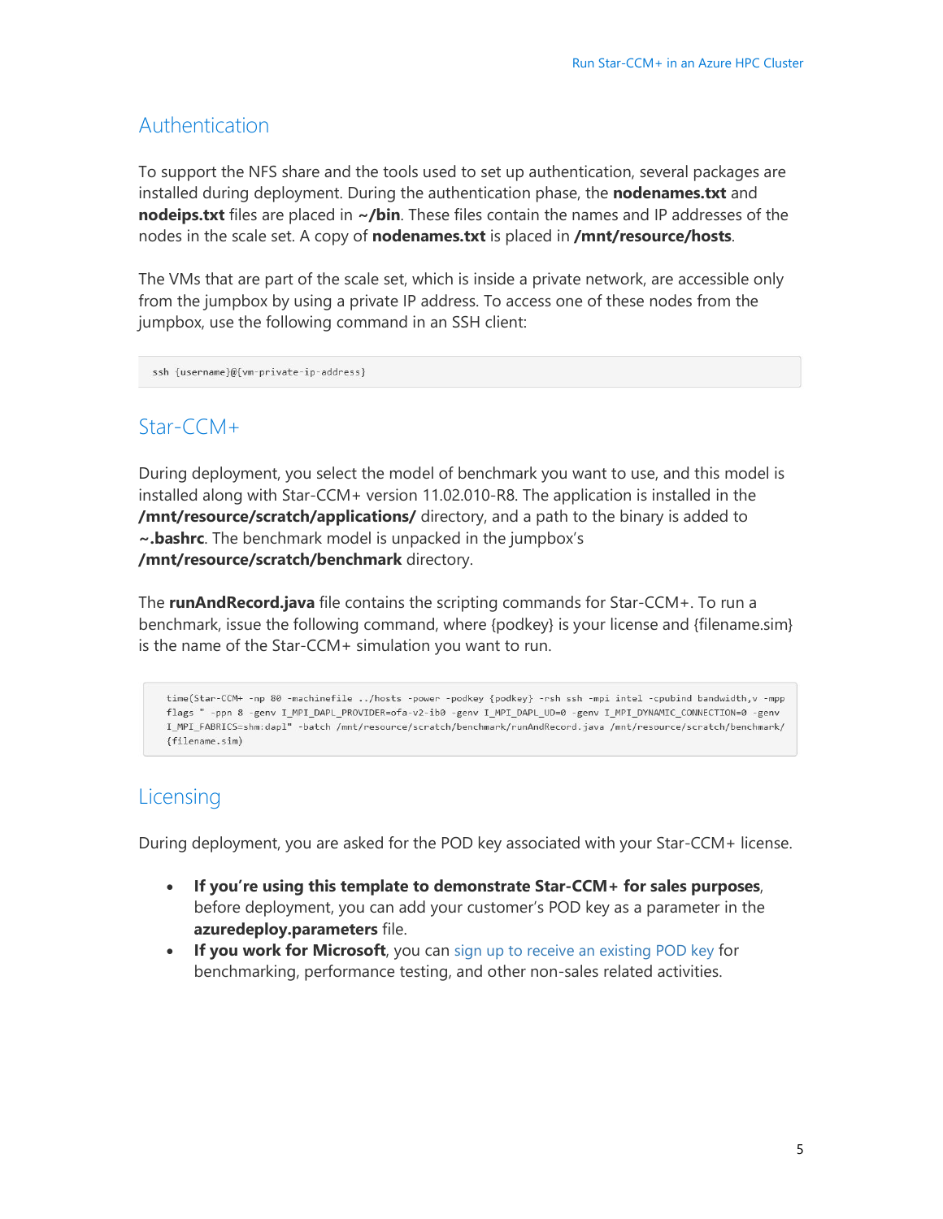## Authentication

To support the NFS share and the tools used to set up authentication, several packages are installed during deployment. During the authentication phase, the **nodenames.txt** and **nodeips.txt** files are placed in **~/bin**. These files contain the names and IP addresses of the nodes in the scale set. A copy of **nodenames.txt** is placed in **/mnt/resource/hosts**.

The VMs that are part of the scale set, which is inside a private network, are accessible only from the jumpbox by using a private IP address. To access one of these nodes from the jumpbox, use the following command in an SSH client:

```
ssh {username}@{vm-private-ip-address}
```

## Star-CCM+

During deployment, you select the model of benchmark you want to use, and this model is installed along with Star-CCM+ version 11.02.010-R8. The application is installed in the **/mnt/resource/scratch/applications/** directory, and a path to the binary is added to **~.bashrc**. The benchmark model is unpacked in the jumpbox's **/mnt/resource/scratch/benchmark** directory.

The **runAndRecord.java** file contains the scripting commands for Star-CCM+. To run a benchmark, issue the following command, where {podkey} is your license and {filename.sim} is the name of the Star-CCM+ simulation you want to run.

```
time(Star-CCM+ -np 80 -machinefile ../hosts -power -podkey {podkey} -rsh ssh -mpi intel -cpubind bandwidth,v -mpp
flags " -ppn 8 -genv I_MPI_DAPL_PROVIDER=ofa-v2-ib0 -genv I_MPI_DAPL_UD=0 -genv I_MPI_DYNAMIC_CONNECTION=0 -genv
I_MPI_FABRICS=shm:dapl" -batch /mnt/resource/scratch/benchmark/runAndRecord.java /mnt/resource/scratch/benchmark/
{filename.sim})
```

## Licensing

During deployment, you are asked for the POD key associated with your Star-CCM+ license.

- **If you're using this template to demonstrate Star-CCM+ for sales purposes**, before deployment, you can add your customer's POD key as a parameter in the **azuredeploy.parameters** file.
- **If you work for Microsoft**, you can sign up to receive an existing POD key for benchmarking, performance testing, and other non-sales related activities.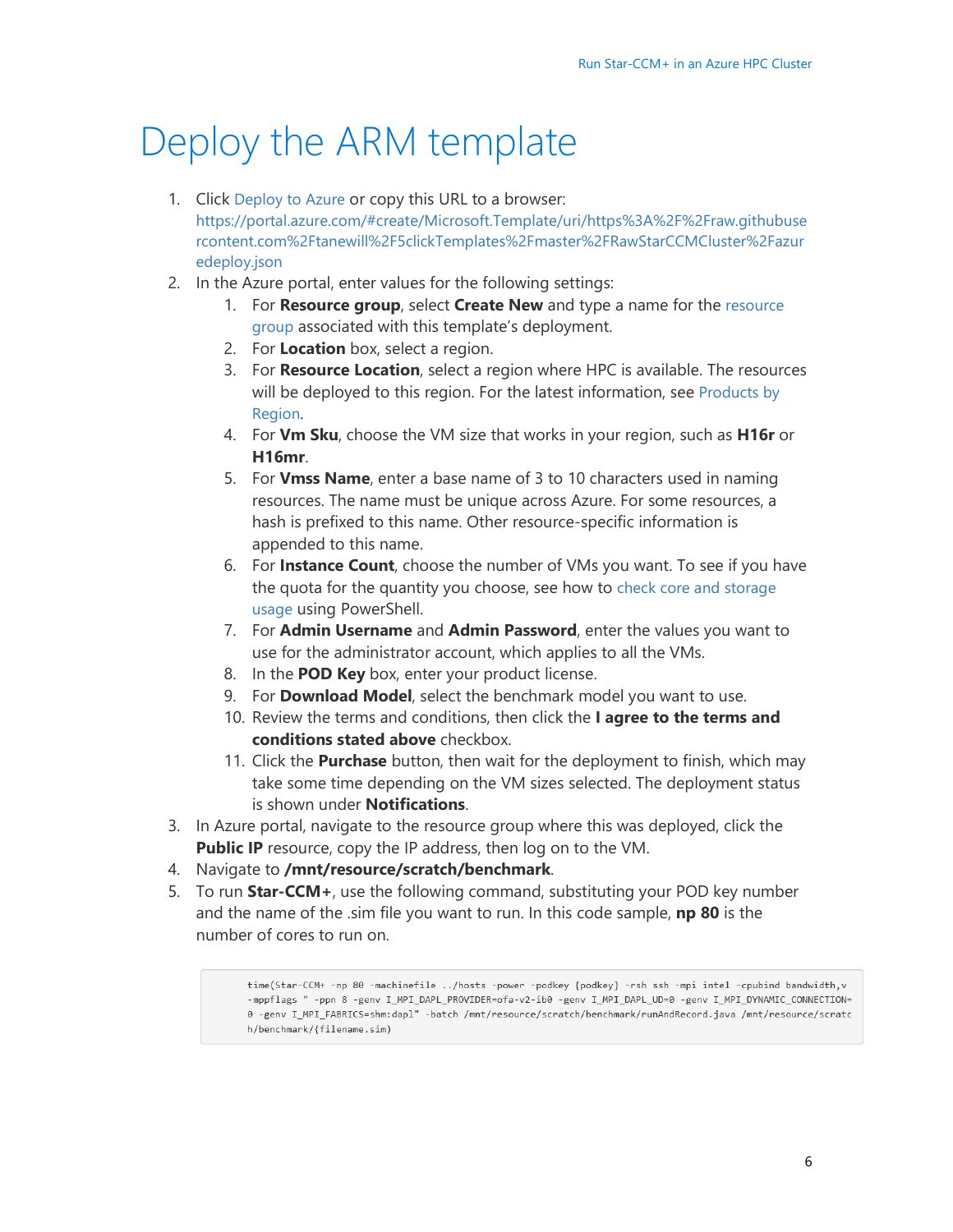# Deploy the ARM template

1. Click Deploy to Azure or copy this URL to a browser: https://portal.azure.com/#create/Microsoft.Template/uri/https%3A%2F%2Fraw.githubusercontent.com%2Ftanewill%2F5clickTemplates%2Fmaster%2FRawStarCCMCluster%2Fazuredeploy.json
2. In the Azure portal, enter values for the following settings:
    1. For **Resource group**, select **Create New** and type a name for the resource group associated with this template's deployment.
    2. For **Location** box, select a region.
    3. For **Resource Location**, select a region where HPC is available. The resources will be deployed to this region. For the latest information, see Products by Region.
    4. For **Vm Sku**, choose the VM size that works in your region, such as **H16r** or **H16mr**.
    5. For **Vmss Name**, enter a base name of 3 to 10 characters used in naming resources. The name must be unique across Azure. For some resources, a hash is prefixed to this name. Other resource-specific information is appended to this name.
    6. For **Instance Count**, choose the number of VMs you want. To see if you have the quota for the quantity you choose, see how to check core and storage usage using PowerShell.
    7. For **Admin Username** and **Admin Password**, enter the values you want to use for the administrator account, which applies to all the VMs.
    8. In the **POD Key** box, enter your product license.
    9. For **Download Model**, select the benchmark model you want to use.
    10. Review the terms and conditions, then click the **I agree to the terms and conditions stated above** checkbox.
    11. Click the **Purchase** button, then wait for the deployment to finish, which may take some time depending on the VM sizes selected. The deployment status is shown under **Notifications**.
3. In Azure portal, navigate to the resource group where this was deployed, click the **Public IP** resource, copy the IP address, then log on to the VM.
4. Navigate to **/mnt/resource/scratch/benchmark**.
5. To run **Star-CCM+**, use the following command, substituting your POD key number and the name of the .sim file you want to run. In this code sample, **np 80** is the number of cores to run on.

```
time(Star-CCM+ -np 80 -machinefile ../hosts -power -podkey {podkey} -rsh ssh -mpi intel -cpubind bandwidth,v
-mppflags " -ppn 8 -genv I_MPI_DAPL_PROVIDER=ofa-v2-ib0 -genv I_MPI_DAPL_UD=0 -genv I_MPI_DYNAMIC_CONNECTION=
0 -genv I_MPI_FABRICS=shm:dapl" -batch /mnt/resource/scratch/benchmark/runAndRecord.java /mnt/resource/scratc
h/benchmark/{filename.sim)
```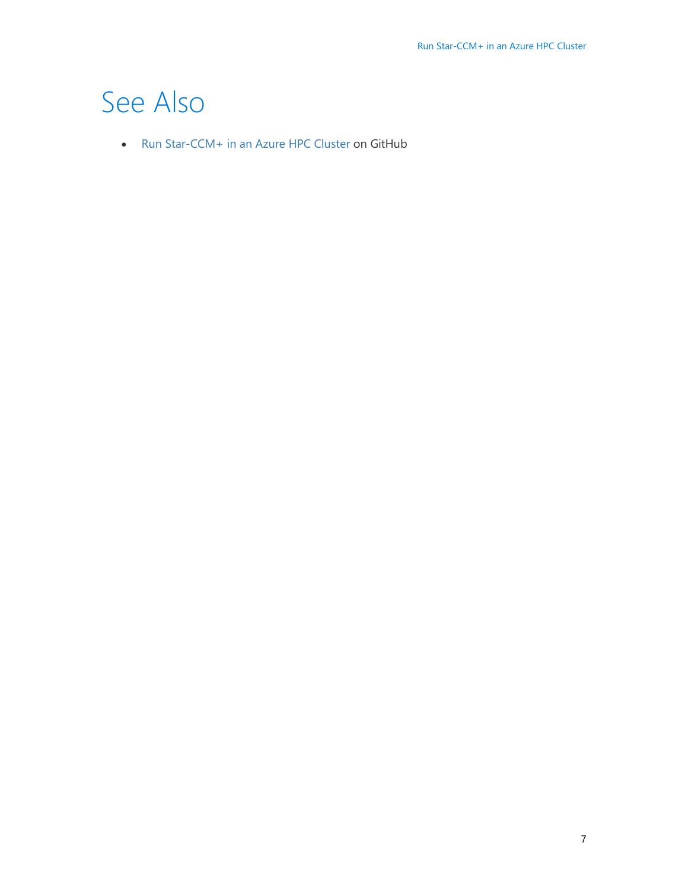# See Also

- Run Star-CCM+ in an Azure HPC Cluster on GitHub